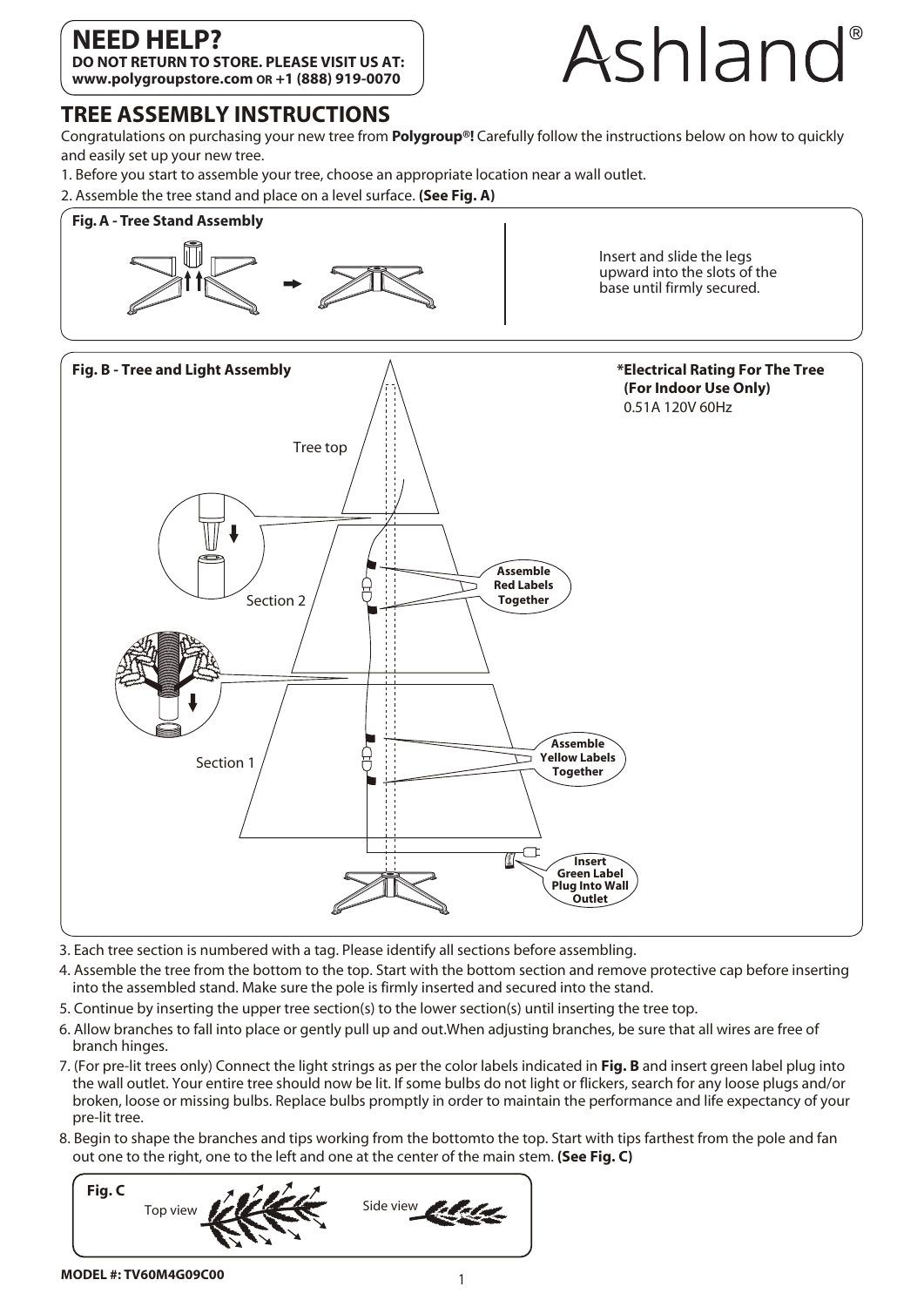**NEED HELP?**
**DO NOT RETURN TO STORE. PLEASE VISIT US AT:**
**www.polygroupstore.com OR +1 (888) 919-0070**

Ashland®

# TREE ASSEMBLY INSTRUCTIONS

Congratulations on purchasing your new tree from **Polygroup®!** Carefully follow the instructions below on how to quickly and easily set up your new tree.

1. Before you start to assemble your tree, choose an appropriate location near a wall outlet.
2. Assemble the tree stand and place on a level surface. **(See Fig. A)**

**Fig. A - Tree Stand Assembly**

Insert and slide the legs upward into the slots of the base until firmly secured.

**Fig. B - Tree and Light Assembly**

Tree top

Section 2

Section 1

Assemble Red Labels Together

Assemble Yellow Labels Together

Insert Green Label Plug Into Wall Outlet

**\*Electrical Rating For The Tree (For Indoor Use Only)**
0.51A 120V 60Hz

3. Each tree section is numbered with a tag. Please identify all sections before assembling.
4. Assemble the tree from the bottom to the top. Start with the bottom section and remove protective cap before inserting into the assembled stand. Make sure the pole is firmly inserted and secured into the stand.
5. Continue by inserting the upper tree section(s) to the lower section(s) until inserting the tree top.
6. Allow branches to fall into place or gently pull up and out.When adjusting branches, be sure that all wires are free of branch hinges.
7. (For pre-lit trees only) Connect the light strings as per the color labels indicated in **Fig. B** and insert green label plug into the wall outlet. Your entire tree should now be lit. If some bulbs do not light or flickers, search for any loose plugs and/or broken, loose or missing bulbs. Replace bulbs promptly in order to maintain the performance and life expectancy of your pre-lit tree.
8. Begin to shape the branches and tips working from the bottomto the top. Start with tips farthest from the pole and fan out one to the right, one to the left and one at the center of the main stem. **(See Fig. C)**

**Fig. C**

Top view

Side view

**MODEL #: TV60M4G09C00**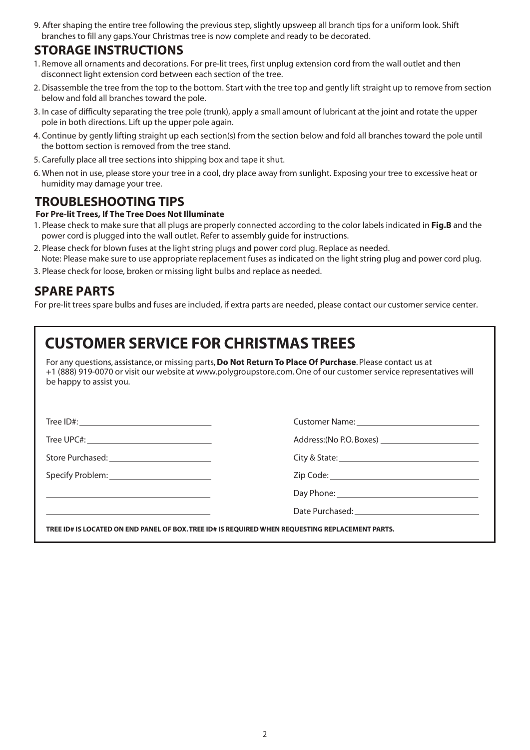9. After shaping the entire tree following the previous step, slightly upsweep all branch tips for a uniform look. Shift branches to fill any gaps.Your Christmas tree is now complete and ready to be decorated.

## STORAGE INSTRUCTIONS

1. Remove all ornaments and decorations. For pre-lit trees, first unplug extension cord from the wall outlet and then disconnect light extension cord between each section of the tree.
2. Disassemble the tree from the top to the bottom. Start with the tree top and gently lift straight up to remove from section below and fold all branches toward the pole.
3. In case of difficulty separating the tree pole (trunk), apply a small amount of lubricant at the joint and rotate the upper pole in both directions. Lift up the upper pole again.
4. Continue by gently lifting straight up each section(s) from the section below and fold all branches toward the pole until the bottom section is removed from the tree stand.
5. Carefully place all tree sections into shipping box and tape it shut.
6. When not in use, please store your tree in a cool, dry place away from sunlight. Exposing your tree to excessive heat or humidity may damage your tree.

## TROUBLESHOOTING TIPS

**For Pre-lit Trees, If The Tree Does Not Illuminate**

1. Please check to make sure that all plugs are properly connected according to the color labels indicated in **Fig.B** and the power cord is plugged into the wall outlet. Refer to assembly guide for instructions.
2. Please check for blown fuses at the light string plugs and power cord plug. Replace as needed.
   Note: Please make sure to use appropriate replacement fuses as indicated on the light string plug and power cord plug.
3. Please check for loose, broken or missing light bulbs and replace as needed.

## SPARE PARTS

For pre-lit trees spare bulbs and fuses are included, if extra parts are needed, please contact our customer service center.

## CUSTOMER SERVICE FOR CHRISTMAS TREES

For any questions, assistance, or missing parts, **Do Not Return To Place Of Purchase**. Please contact us at +1 (888) 919-0070 or visit our website at www.polygroupstore.com. One of our customer service representatives will be happy to assist you.

Tree ID#: \_\_\_\_\_\_\_\_\_\_\_\_\_\_\_\_\_\_\_\_

Tree UPC#: \_\_\_\_\_\_\_\_\_\_\_\_\_\_\_\_\_\_\_\_

Store Purchased: \_\_\_\_\_\_\_\_\_\_\_\_\_\_\_\_\_\_\_\_

Specify Problem: \_\_\_\_\_\_\_\_\_\_\_\_\_\_\_\_\_\_\_\_

Customer Name: \_\_\_\_\_\_\_\_\_\_\_\_\_\_\_\_\_\_\_\_

Address:(No P.O. Boxes) \_\_\_\_\_\_\_\_\_\_\_\_\_\_\_\_\_\_\_\_

City & State: \_\_\_\_\_\_\_\_\_\_\_\_\_\_\_\_\_\_\_\_

Zip Code: \_\_\_\_\_\_\_\_\_\_\_\_\_\_\_\_\_\_\_\_

Day Phone: \_\_\_\_\_\_\_\_\_\_\_\_\_\_\_\_\_\_\_\_

Date Purchased: \_\_\_\_\_\_\_\_\_\_\_\_\_\_\_\_\_\_\_\_

**TREE ID# IS LOCATED ON END PANEL OF BOX. TREE ID# IS REQUIRED WHEN REQUESTING REPLACEMENT PARTS.**